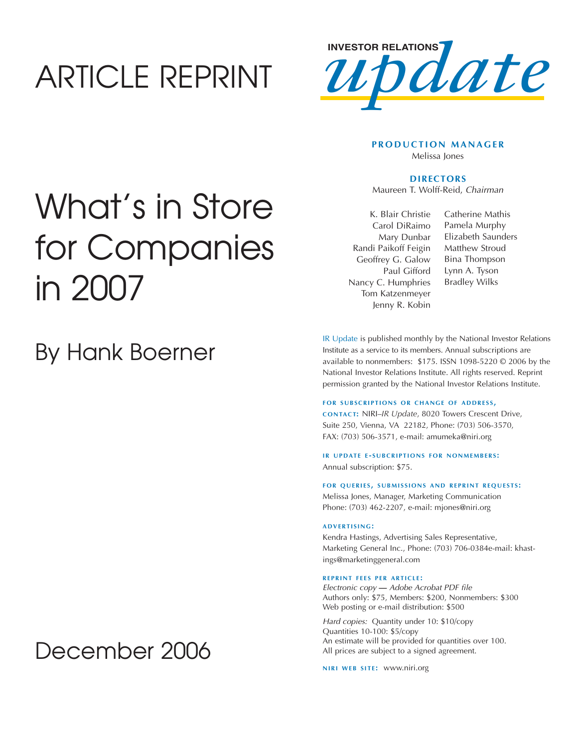# ARTICLE REPRINT

**INVESTOR RELATIONS** *update*

# What's in Store for Companies in 2007

## By Hank Boerner

## December 2006

**PRODUCTION MANAGER**
Melissa Jones

**DIRECTORS**
Maureen T. Wolff-Reid, *Chairman*

K. Blair Christie
Carol DiRaimo
Mary Dunbar
Randi Paikoff Feigin
Geoffrey G. Galow
Paul Gifford
Nancy C. Humphries
Tom Katzenmeyer
Jenny R. Kobin
Catherine Mathis
Pamela Murphy
Elizabeth Saunders
Matthew Stroud
Bina Thompson
Lynn A. Tyson
Bradley Wilks

IR Update is published monthly by the National Investor Relations Institute as a service to its members. Annual subscriptions are available to nonmembers: $175. ISSN 1098-5220 © 2006 by the National Investor Relations Institute. All rights reserved. Reprint permission granted by the National Investor Relations Institute.

**FOR SUBSCRIPTIONS OR CHANGE OF ADDRESS, CONTACT:** NIRI–*IR Update*, 8020 Towers Crescent Drive, Suite 250, Vienna, VA 22182, Phone: (703) 506-3570, FAX: (703) 506-3571, e-mail: amumeka@niri.org

**IR UPDATE E-SUBCRIPTIONS FOR NONMEMBERS:**
Annual subscription: $75.

**FOR QUERIES, SUBMISSIONS AND REPRINT REQUESTS:**
Melissa Jones, Manager, Marketing Communication
Phone: (703) 462-2207, e-mail: mjones@niri.org

**ADVERTISING:**
Kendra Hastings, Advertising Sales Representative, Marketing General Inc., Phone: (703) 706-0384e-mail: khastings@marketinggeneral.com

**REPRINT FEES PER ARTICLE:**
*Electronic copy — Adobe Acrobat PDF file*
Authors only: $75, Members: $200, Nonmembers: $300
Web posting or e-mail distribution: $500

*Hard copies:* Quantity under 10: $10/copy
Quantities 10-100: $5/copy
An estimate will be provided for quantities over 100.
All prices are subject to a signed agreement.

**NIRI WEB SITE:** www.niri.org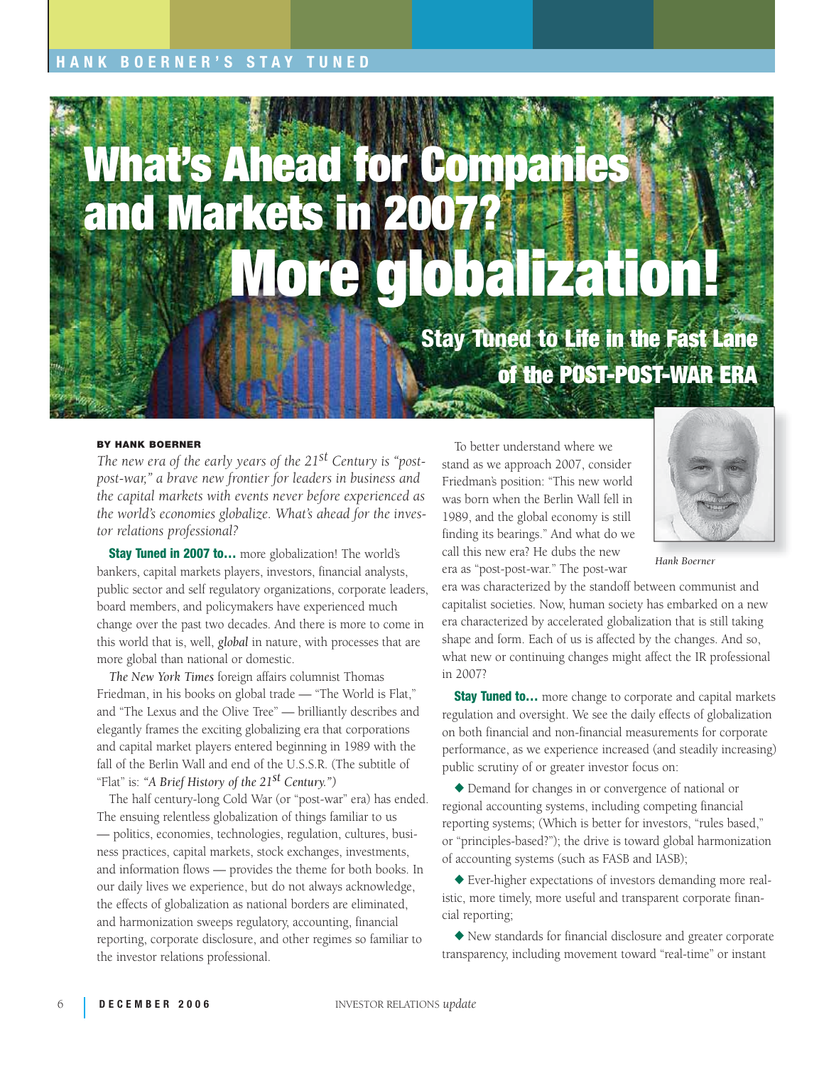# What's Ahead for Companies and Markets in 2007? More globalization!

## Stay Tuned to Life in the Fast Lane of the POST-POST-WAR ERA

**BY HANK BOERNER**

*The new era of the early years of the 21st Century is "post-post-war," a brave new frontier for leaders in business and the capital markets with events never before experienced as the world's economies globalize. What's ahead for the investor relations professional?*

**Stay Tuned in 2007 to…** more globalization! The world's bankers, capital markets players, investors, financial analysts, public sector and self regulatory organizations, corporate leaders, board members, and policymakers have experienced much change over the past two decades. And there is more to come in this world that is, well, *global* in nature, with processes that are more global than national or domestic.

*The New York Times* foreign affairs columnist Thomas Friedman, in his books on global trade — "The World is Flat," and "The Lexus and the Olive Tree" — brilliantly describes and elegantly frames the exciting globalizing era that corporations and capital market players entered beginning in 1989 with the fall of the Berlin Wall and end of the U.S.S.R. (The subtitle of "Flat" is: *"A Brief History of the 21st Century."*)

The half century-long Cold War (or "post-war" era) has ended. The ensuing relentless globalization of things familiar to us — politics, economies, technologies, regulation, cultures, business practices, capital markets, stock exchanges, investments, and information flows — provides the theme for both books. In our daily lives we experience, but do not always acknowledge, the effects of globalization as national borders are eliminated, and harmonization sweeps regulatory, accounting, financial reporting, corporate disclosure, and other regimes so familiar to the investor relations professional.

To better understand where we stand as we approach 2007, consider Friedman's position: "This new world was born when the Berlin Wall fell in 1989, and the global economy is still finding its bearings." And what do we call this new era? He dubs the new era as "post-post-war." The post-war era was characterized by the standoff between communist and capitalist societies. Now, human society has embarked on a new era characterized by accelerated globalization that is still taking shape and form. Each of us is affected by the changes. And so, what new or continuing changes might affect the IR professional in 2007?

*Hank Boerner*

**Stay Tuned to…** more change to corporate and capital markets regulation and oversight. We see the daily effects of globalization on both financial and non-financial measurements for corporate performance, as we experience increased (and steadily increasing) public scrutiny of or greater investor focus on:

- Demand for changes in or convergence of national or regional accounting systems, including competing financial reporting systems; (Which is better for investors, "rules based," or "principles-based?"); the drive is toward global harmonization of accounting systems (such as FASB and IASB);
- Ever-higher expectations of investors demanding more realistic, more timely, more useful and transparent corporate financial reporting;
- New standards for financial disclosure and greater corporate transparency, including movement toward "real-time" or instant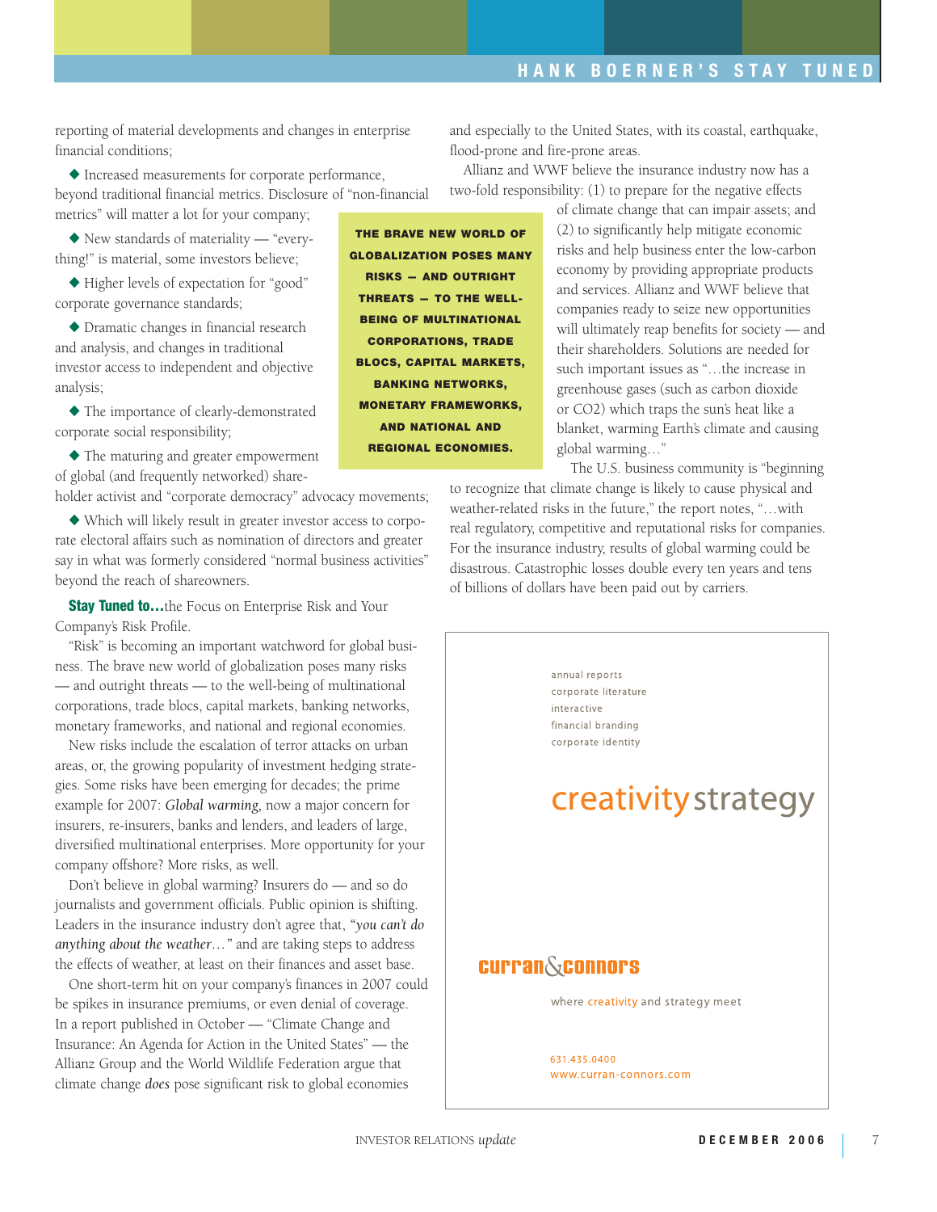reporting of material developments and changes in enterprise financial conditions;

◆ Increased measurements for corporate performance, beyond traditional financial metrics. Disclosure of "non-financial metrics" will matter a lot for your company;

◆ New standards of materiality — "everything!" is material, some investors believe;

◆ Higher levels of expectation for "good" corporate governance standards;

◆ Dramatic changes in financial research and analysis, and changes in traditional investor access to independent and objective analysis;

◆ The importance of clearly-demonstrated corporate social responsibility;

◆ The maturing and greater empowerment of global (and frequently networked) shareholder activist and "corporate democracy" advocacy movements;

◆ Which will likely result in greater investor access to corporate electoral affairs such as nomination of directors and greater say in what was formerly considered "normal business activities" beyond the reach of shareowners.

**Stay Tuned to…** the Focus on Enterprise Risk and Your Company's Risk Profile.

"Risk" is becoming an important watchword for global business. The brave new world of globalization poses many risks — and outright threats — to the well-being of multinational corporations, trade blocs, capital markets, banking networks, monetary frameworks, and national and regional economies.

**THE BRAVE NEW WORLD OF GLOBALIZATION POSES MANY RISKS — AND OUTRIGHT THREATS — TO THE WELL-BEING OF MULTINATIONAL CORPORATIONS, TRADE BLOCS, CAPITAL MARKETS, BANKING NETWORKS, MONETARY FRAMEWORKS, AND NATIONAL AND REGIONAL ECONOMIES.**

New risks include the escalation of terror attacks on urban areas, or, the growing popularity of investment hedging strategies. Some risks have been emerging for decades; the prime example for 2007: *Global warming*, now a major concern for insurers, re-insurers, banks and lenders, and leaders of large, diversified multinational enterprises. More opportunity for your company offshore? More risks, as well.

Don't believe in global warming? Insurers do — and so do journalists and government officials. Public opinion is shifting. Leaders in the insurance industry don't agree that, *"you can't do anything about the weather…"* and are taking steps to address the effects of weather, at least on their finances and asset base.

One short-term hit on your company's finances in 2007 could be spikes in insurance premiums, or even denial of coverage. In a report published in October — "Climate Change and Insurance: An Agenda for Action in the United States" — the Allianz Group and the World Wildlife Federation argue that climate change *does* pose significant risk to global economies and especially to the United States, with its coastal, earthquake, flood-prone and fire-prone areas.

Allianz and WWF believe the insurance industry now has a two-fold responsibility: (1) to prepare for the negative effects of climate change that can impair assets; and (2) to significantly help mitigate economic risks and help business enter the low-carbon economy by providing appropriate products and services. Allianz and WWF believe that companies ready to seize new opportunities will ultimately reap benefits for society — and their shareholders. Solutions are needed for such important issues as "…the increase in greenhouse gases (such as carbon dioxide or $CO_2$) which traps the sun's heat like a blanket, warming Earth's climate and causing global warming…"

The U.S. business community is "beginning to recognize that climate change is likely to cause physical and weather-related risks in the future," the report notes, "…with real regulatory, competitive and reputational risks for companies. For the insurance industry, results of global warming could be disastrous. Catastrophic losses double every ten years and tens of billions of dollars have been paid out by carriers.

---

annual reports
corporate literature
interactive
financial branding
corporate identity

creativity strategy

curran&connors

where creativity and strategy meet

631.435.0400
www.curran-connors.com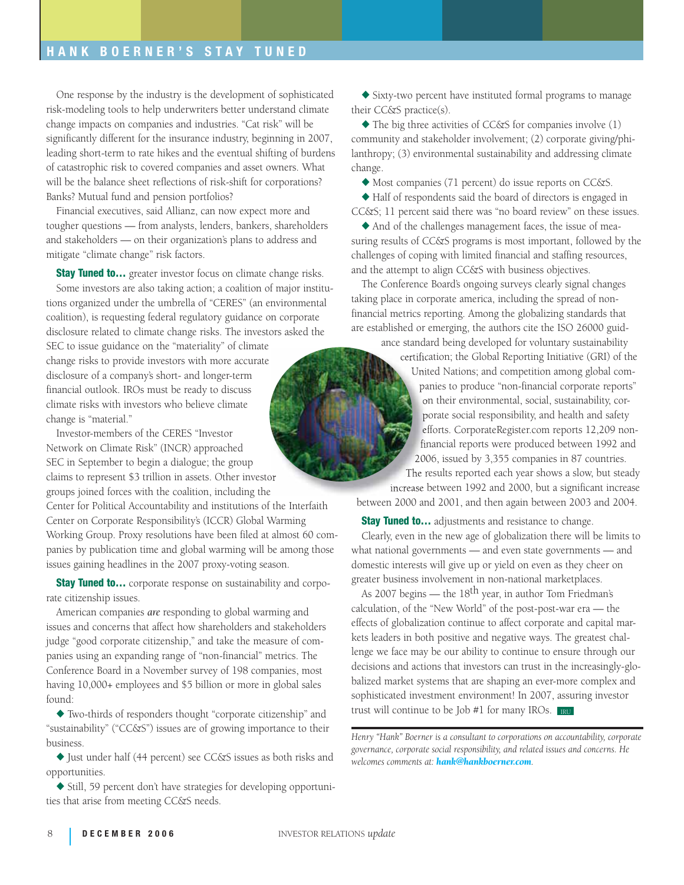One response by the industry is the development of sophisticated risk-modeling tools to help underwriters better understand climate change impacts on companies and industries. "Cat risk" will be significantly different for the insurance industry, beginning in 2007, leading short-term to rate hikes and the eventual shifting of burdens of catastrophic risk to covered companies and asset owners. What will be the balance sheet reflections of risk-shift for corporations? Banks? Mutual fund and pension portfolios?

Financial executives, said Allianz, can now expect more and tougher questions — from analysts, lenders, bankers, shareholders and stakeholders — on their organization's plans to address and mitigate "climate change" risk factors.

**Stay Tuned to…** greater investor focus on climate change risks.

Some investors are also taking action; a coalition of major institutions organized under the umbrella of "CERES" (an environmental coalition), is requesting federal regulatory guidance on corporate disclosure related to climate change risks. The investors asked the SEC to issue guidance on the "materiality" of climate change risks to provide investors with more accurate disclosure of a company's short- and longer-term financial outlook. IROs must be ready to discuss climate risks with investors who believe climate change is "material."

Investor-members of the CERES "Investor Network on Climate Risk" (INCR) approached SEC in September to begin a dialogue; the group claims to represent $3 trillion in assets. Other investor groups joined forces with the coalition, including the Center for Political Accountability and institutions of the Interfaith Center on Corporate Responsibility's (ICCR) Global Warming Working Group. Proxy resolutions have been filed at almost 60 companies by publication time and global warming will be among those issues gaining headlines in the 2007 proxy-voting season.

**Stay Tuned to…** corporate response on sustainability and corporate citizenship issues.

American companies *are* responding to global warming and issues and concerns that affect how shareholders and stakeholders judge "good corporate citizenship," and take the measure of companies using an expanding range of "non-financial" metrics. The Conference Board in a November survey of 198 companies, most having 10,000+ employees and $5 billion or more in global sales found:

- Two-thirds of responders thought "corporate citizenship" and "sustainability" ("CC&S") issues are of growing importance to their business.
- Just under half (44 percent) see CC&S issues as both risks and opportunities.
- Still, 59 percent don't have strategies for developing opportunities that arise from meeting CC&S needs.
- Sixty-two percent have instituted formal programs to manage their CC&S practice(s).
- The big three activities of CC&S for companies involve (1) community and stakeholder involvement; (2) corporate giving/philanthropy; (3) environmental sustainability and addressing climate change.
- Most companies (71 percent) do issue reports on CC&S.
- Half of respondents said the board of directors is engaged in CC&S; 11 percent said there was "no board review" on these issues.
- And of the challenges management faces, the issue of measuring results of CC&S programs is most important, followed by the challenges of coping with limited financial and staffing resources, and the attempt to align CC&S with business objectives.

The Conference Board's ongoing surveys clearly signal changes taking place in corporate america, including the spread of non-financial metrics reporting. Among the globalizing standards that are established or emerging, the authors cite the ISO 26000 guidance standard being developed for voluntary sustainability certification; the Global Reporting Initiative (GRI) of the United Nations; and competition among global companies to produce "non-financial corporate reports" on their environmental, social, sustainability, corporate social responsibility, and health and safety efforts. CorporateRegister.com reports 12,209 non-financial reports were produced between 1992 and 2006, issued by 3,355 companies in 87 countries. The results reported each year shows a slow, but steady increase between 1992 and 2000, but a significant increase between 2000 and 2001, and then again between 2003 and 2004.

**Stay Tuned to…** adjustments and resistance to change.

Clearly, even in the new age of globalization there will be limits to what national governments — and even state governments — and domestic interests will give up or yield on even as they cheer on greater business involvement in non-national marketplaces.

As 2007 begins — the 18th year, in author Tom Friedman's calculation, of the "New World" of the post-post-war era — the effects of globalization continue to affect corporate and capital markets leaders in both positive and negative ways. The greatest challenge we face may be our ability to continue to ensure through our decisions and actions that investors can trust in the increasingly-globalized market systems that are shaping an ever-more complex and sophisticated investment environment! In 2007, assuring investor trust will continue to be Job #1 for many IROs. IRU

---

*Henry "Hank" Boerner is a consultant to corporations on accountability, corporate governance, corporate social responsibility, and related issues and concerns. He welcomes comments at:* ***hank@hankboerner.com****.*